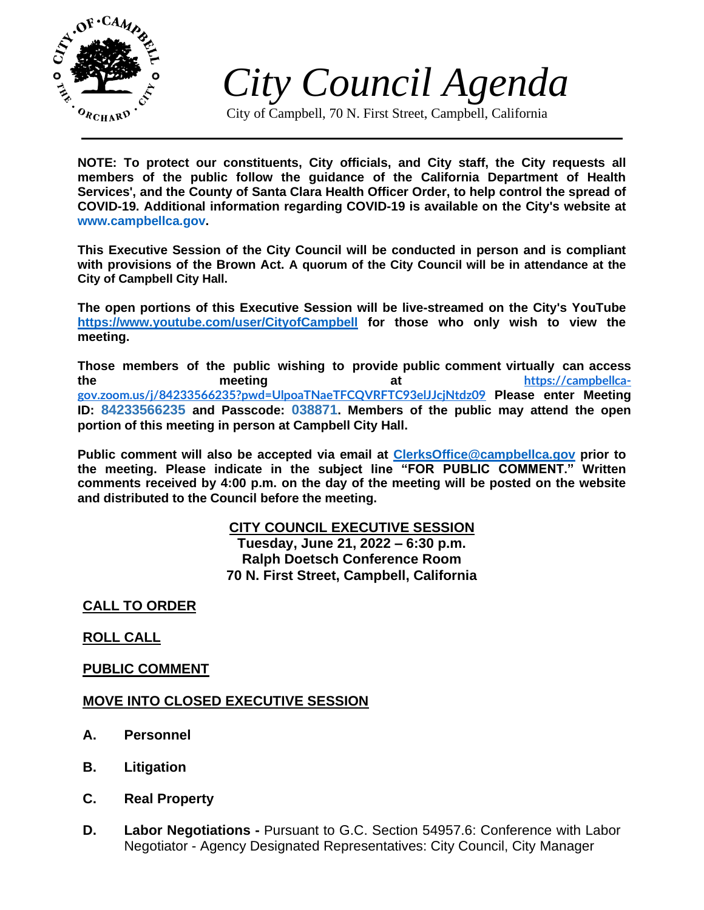# *City Council Agenda*

City of Campbell, 70 N. First Street, Campbell, California

**NOTE: To protect our constituents, City officials, and City staff, the City requests all members of the public follow the guidance of the California Department of Health Services', and the County of Santa Clara Health Officer Order, to help control the spread of COVID-19. Additional information regarding COVID-19 is available on the City's website at www.campbellca.gov.**

**This Executive Session of the City Council will be conducted in person and is compliant with provisions of the Brown Act. A quorum of the City Council will be in attendance at the City of Campbell City Hall.**

**The open portions of this Executive Session will be live-streamed on the City's YouTube https://www.youtube.com/user/CityofCampbell for those who only wish to view the meeting.**

**Those members of the public wishing to provide public comment virtually can access the meeting at https://campbellca-gov.zoom.us/j/84233566235?pwd=UlpoaTNaeTFCQVRFTC93elJJcjNtdz09 Please enter Meeting ID: 84233566235 and Passcode: 038871. Members of the public may attend the open portion of this meeting in person at Campbell City Hall.**

**Public comment will also be accepted via email at ClerksOffice@campbellca.gov prior to the meeting. Please indicate in the subject line "FOR PUBLIC COMMENT." Written comments received by 4:00 p.m. on the day of the meeting will be posted on the website and distributed to the Council before the meeting.**

**CITY COUNCIL EXECUTIVE SESSION**
**Tuesday, June 21, 2022 – 6:30 p.m.**
**Ralph Doetsch Conference Room**
**70 N. First Street, Campbell, California**

## CALL TO ORDER

## ROLL CALL

## PUBLIC COMMENT

## MOVE INTO CLOSED EXECUTIVE SESSION

**A. Personnel**

**B. Litigation**

**C. Real Property**

**D. Labor Negotiations -** Pursuant to G.C. Section 54957.6: Conference with Labor Negotiator - Agency Designated Representatives: City Council, City Manager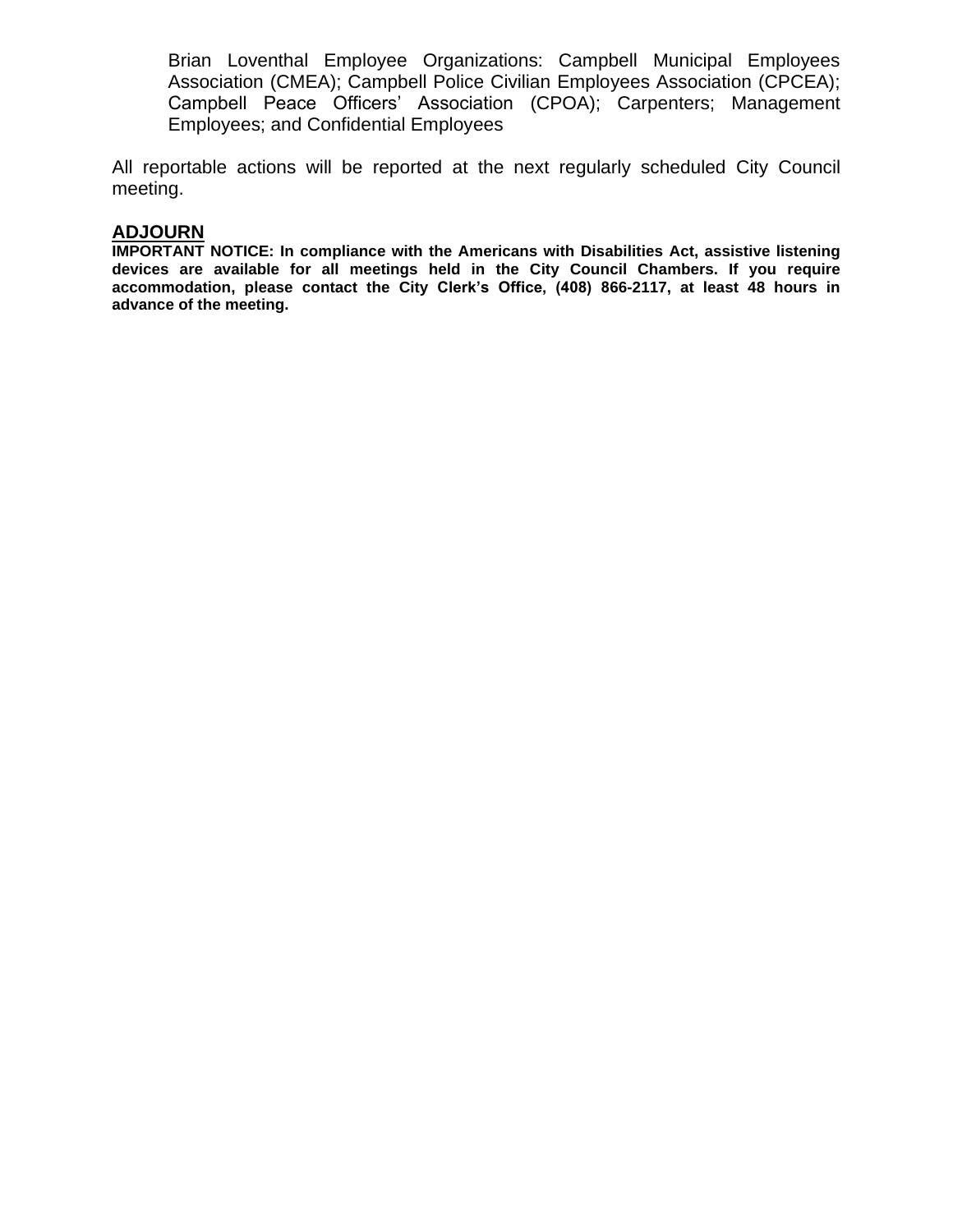Brian Loventhal Employee Organizations: Campbell Municipal Employees Association (CMEA); Campbell Police Civilian Employees Association (CPCEA); Campbell Peace Officers' Association (CPOA); Carpenters; Management Employees; and Confidential Employees

All reportable actions will be reported at the next regularly scheduled City Council meeting.

## ADJOURN

**IMPORTANT NOTICE: In compliance with the Americans with Disabilities Act, assistive listening devices are available for all meetings held in the City Council Chambers. If you require accommodation, please contact the City Clerk's Office, (408) 866-2117, at least 48 hours in advance of the meeting.**